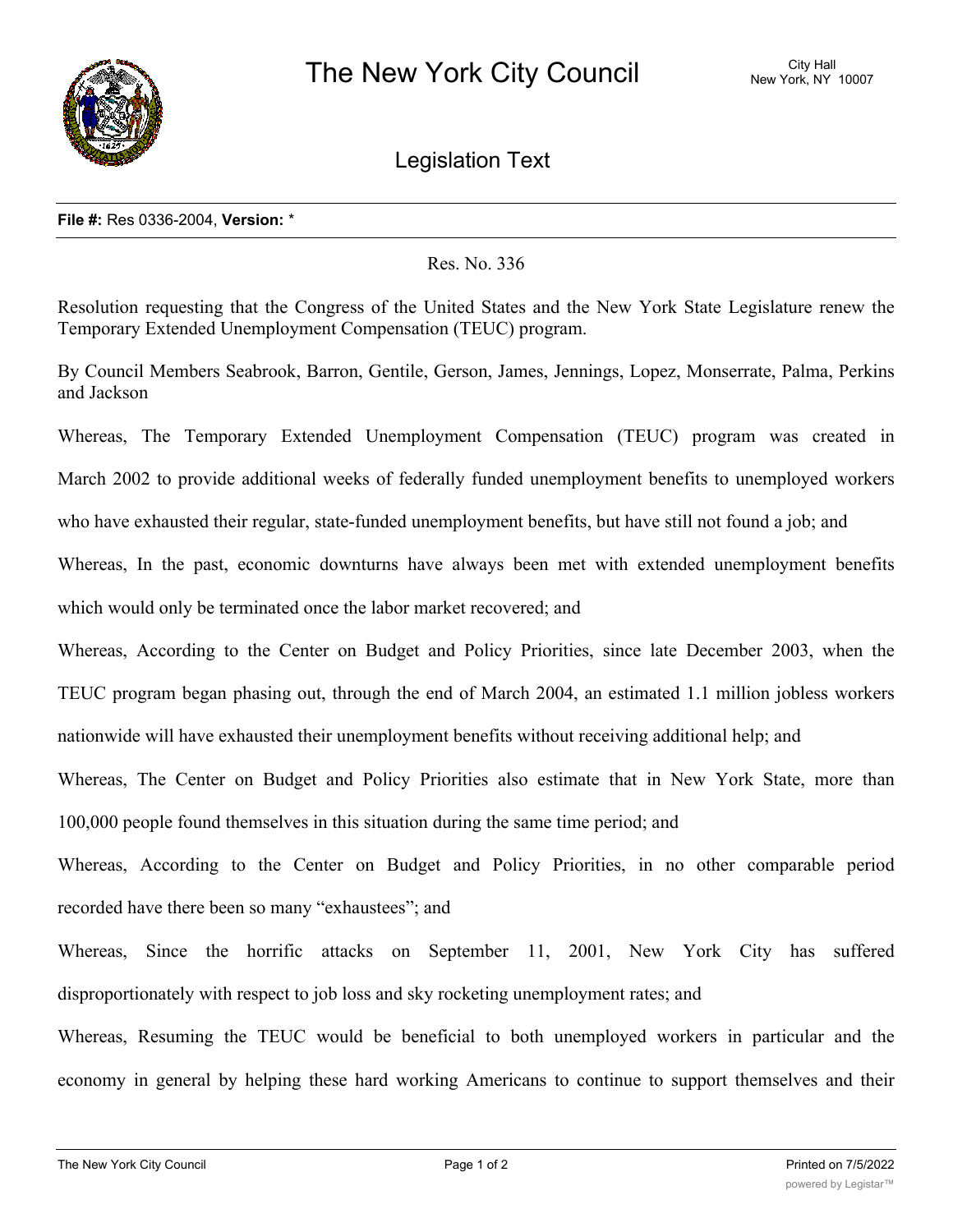# The New York City Council

City Hall
New York, NY 10007

## Legislation Text

**File #:** Res 0336-2004, **Version:** *

Res. No. 336

Resolution requesting that the Congress of the United States and the New York State Legislature renew the Temporary Extended Unemployment Compensation (TEUC) program.

By Council Members Seabrook, Barron, Gentile, Gerson, James, Jennings, Lopez, Monserrate, Palma, Perkins and Jackson

Whereas, The Temporary Extended Unemployment Compensation (TEUC) program was created in March 2002 to provide additional weeks of federally funded unemployment benefits to unemployed workers who have exhausted their regular, state-funded unemployment benefits, but have still not found a job; and

Whereas, In the past, economic downturns have always been met with extended unemployment benefits which would only be terminated once the labor market recovered; and

Whereas, According to the Center on Budget and Policy Priorities, since late December 2003, when the TEUC program began phasing out, through the end of March 2004, an estimated 1.1 million jobless workers nationwide will have exhausted their unemployment benefits without receiving additional help; and

Whereas, The Center on Budget and Policy Priorities also estimate that in New York State, more than 100,000 people found themselves in this situation during the same time period; and

Whereas, According to the Center on Budget and Policy Priorities, in no other comparable period recorded have there been so many "exhaustees"; and

Whereas, Since the horrific attacks on September 11, 2001, New York City has suffered disproportionately with respect to job loss and sky rocketing unemployment rates; and

Whereas, Resuming the TEUC would be beneficial to both unemployed workers in particular and the economy in general by helping these hard working Americans to continue to support themselves and their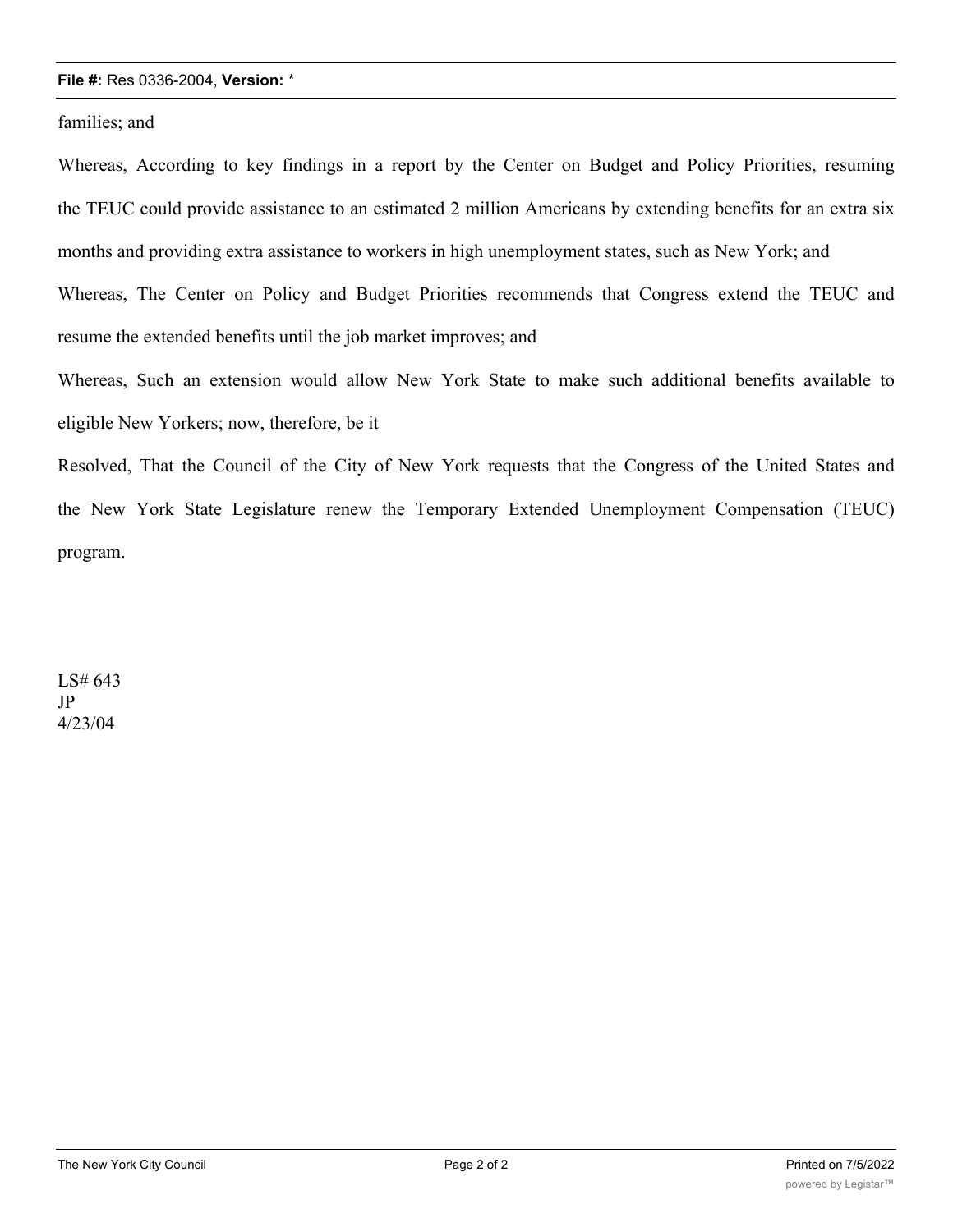families; and

Whereas, According to key findings in a report by the Center on Budget and Policy Priorities, resuming the TEUC could provide assistance to an estimated 2 million Americans by extending benefits for an extra six months and providing extra assistance to workers in high unemployment states, such as New York; and

Whereas, The Center on Policy and Budget Priorities recommends that Congress extend the TEUC and resume the extended benefits until the job market improves; and

Whereas, Such an extension would allow New York State to make such additional benefits available to eligible New Yorkers; now, therefore, be it

Resolved, That the Council of the City of New York requests that the Congress of the United States and the New York State Legislature renew the Temporary Extended Unemployment Compensation (TEUC) program.

LS# 643
JP
4/23/04